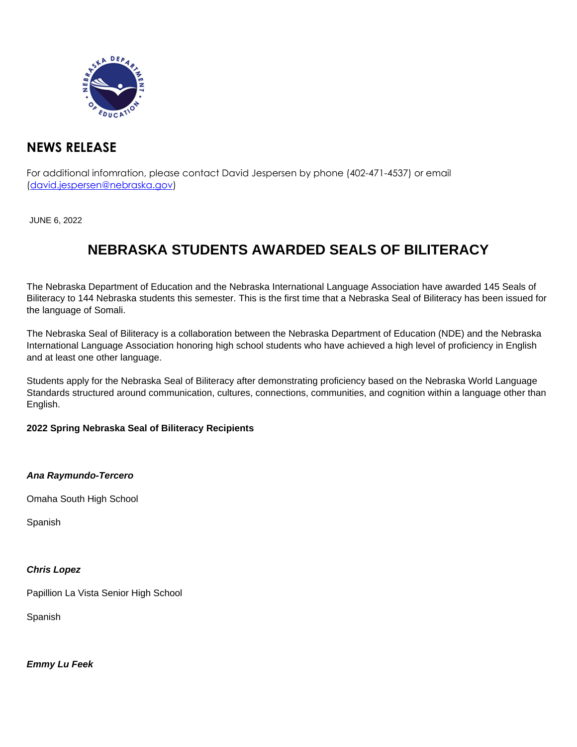## NEWS RELEASE

For additional infomration, please contact David Jespersen by phone (402-471-4537) or email (david.jespersen@nebraska.gov)

JUNE 6, 2022

# NEBRASKA STUDENTS AWARDED SEALS OF BILITERACY

The Nebraska Department of Education and the Nebraska International Language Association have awarded 145 Seals of Biliteracy to 144 Nebraska students this semester. This is the first time that a Nebraska Seal of Biliteracy has been issued for the language of Somali.

The Nebraska Seal of Biliteracy is a collaboration between the Nebraska Department of Education (NDE) and the Nebraska International Language Association honoring high school students who have achieved a high level of proficiency in English and at least one other language.

Students apply for the Nebraska Seal of Biliteracy after demonstrating proficiency based on the Nebraska World Language Standards structured around communication, cultures, connections, communities, and cognition within a language other than English.

**2022 Spring Nebraska Seal of Biliteracy Recipients**

***Ana Raymundo-Tercero***

Omaha South High School

Spanish

***Chris Lopez***

Papillion La Vista Senior High School

Spanish

***Emmy Lu Feek***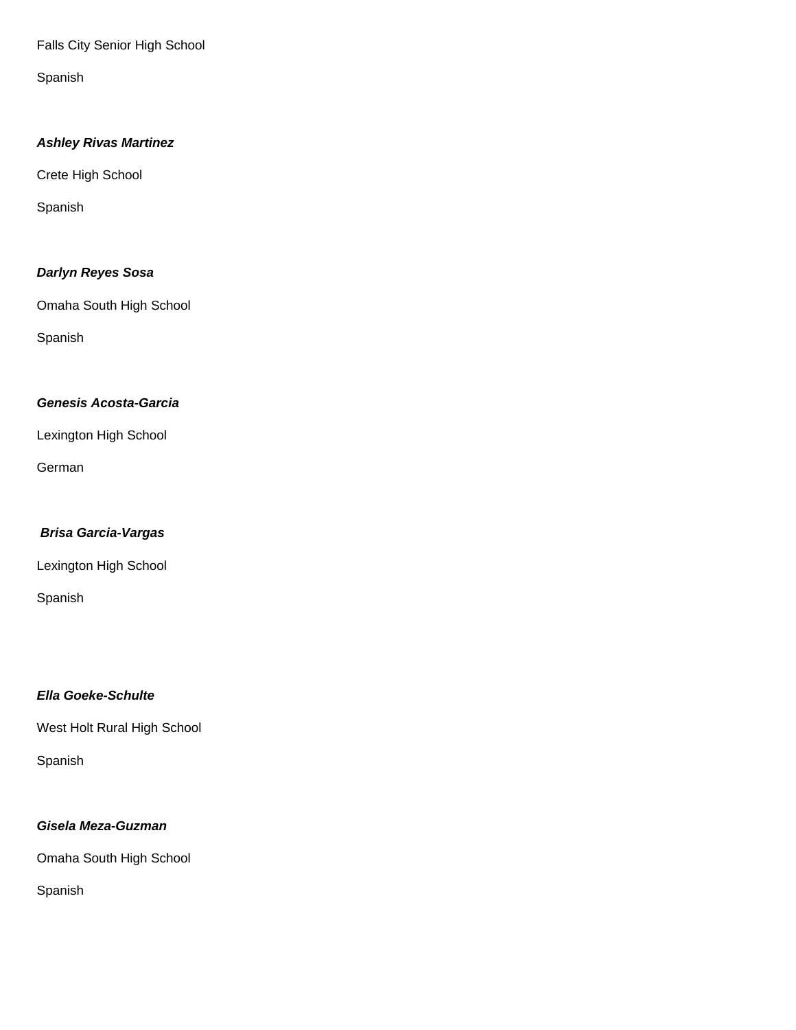Falls City Senior High School

Spanish

***Ashley Rivas Martinez***

Crete High School

Spanish

***Darlyn Reyes Sosa***

Omaha South High School

Spanish

***Genesis Acosta-Garcia***

Lexington High School

German

***Brisa Garcia-Vargas***

Lexington High School

Spanish

***Ella Goeke-Schulte***

West Holt Rural High School

Spanish

***Gisela Meza-Guzman***

Omaha South High School

Spanish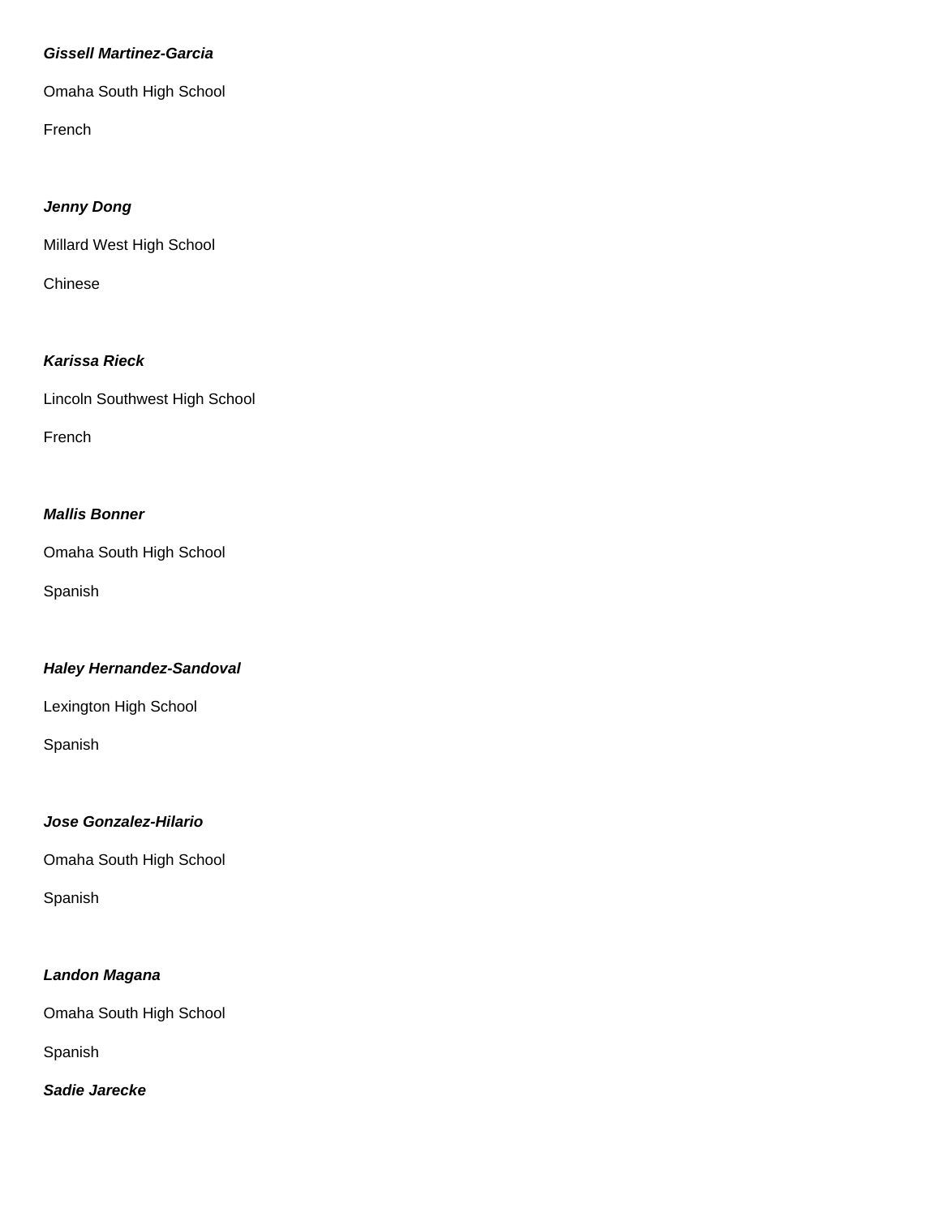***Gissell Martinez-Garcia***

Omaha South High School

French

***Jenny Dong***

Millard West High School

Chinese

***Karissa Rieck***

Lincoln Southwest High School

French

***Mallis Bonner***

Omaha South High School

Spanish

***Haley Hernandez-Sandoval***

Lexington High School

Spanish

***Jose Gonzalez-Hilario***

Omaha South High School

Spanish

***Landon Magana***

Omaha South High School

Spanish

***Sadie Jarecke***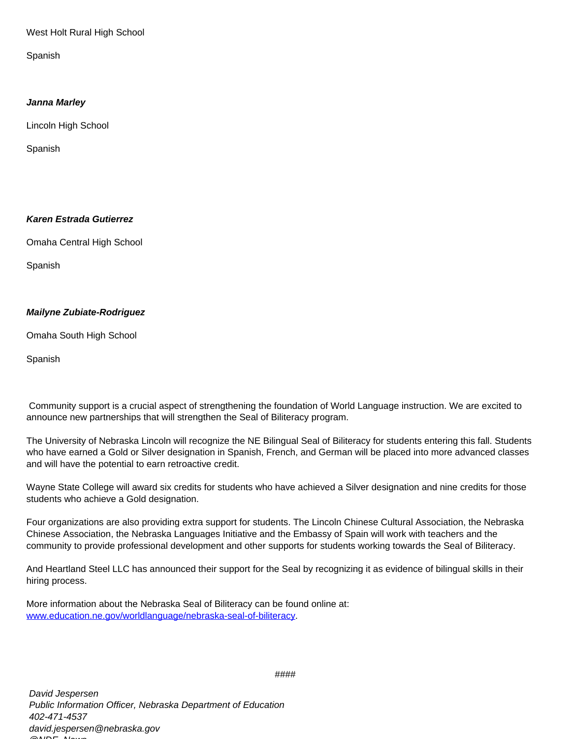West Holt Rural High School

Spanish

***Janna Marley***

Lincoln High School

Spanish

***Karen Estrada Gutierrez***

Omaha Central High School

Spanish

***Mailyne Zubiate-Rodriguez***

Omaha South High School

Spanish

Community support is a crucial aspect of strengthening the foundation of World Language instruction. We are excited to announce new partnerships that will strengthen the Seal of Biliteracy program.

The University of Nebraska Lincoln will recognize the NE Bilingual Seal of Biliteracy for students entering this fall. Students who have earned a Gold or Silver designation in Spanish, French, and German will be placed into more advanced classes and will have the potential to earn retroactive credit.

Wayne State College will award six credits for students who have achieved a Silver designation and nine credits for those students who achieve a Gold designation.

Four organizations are also providing extra support for students. The Lincoln Chinese Cultural Association, the Nebraska Chinese Association, the Nebraska Languages Initiative and the Embassy of Spain will work with teachers and the community to provide professional development and other supports for students working towards the Seal of Biliteracy.

And Heartland Steel LLC has announced their support for the Seal by recognizing it as evidence of bilingual skills in their hiring process.

More information about the Nebraska Seal of Biliteracy can be found online at: [www.education.ne.gov/worldlanguage/nebraska-seal-of-biliteracy](http://www.education.ne.gov/worldlanguage/nebraska-seal-of-biliteracy).

####

*David Jespersen*
*Public Information Officer, Nebraska Department of Education*
*402-471-4537*
*david.jespersen@nebraska.gov*
*@NDE_News*